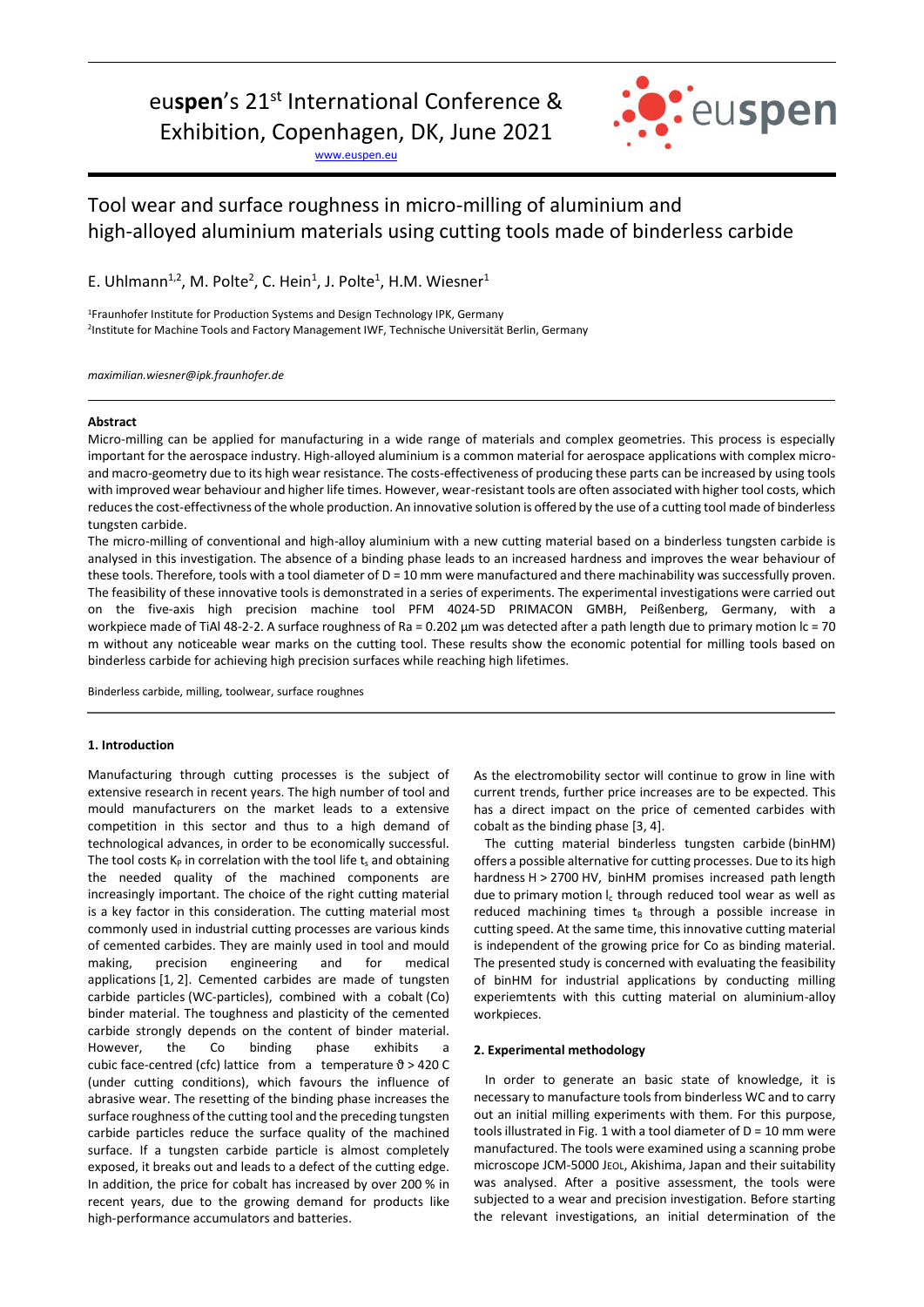euspen's 21st International Conference & Exhibition, Copenhagen, DK, June 2021

www.euspen.eu

# Tool wear and surface roughness in micro-milling of aluminium and high-alloyed aluminium materials using cutting tools made of binderless carbide

E. Uhlmann[1,2], M. Polte[2], C. Hein[1], J. Polte[1], H.M. Wiesner[1]

[1]Fraunhofer Institute for Production Systems and Design Technology IPK, Germany
[2]Institute for Machine Tools and Factory Management IWF, Technische Universität Berlin, Germany

*maximilian.wiesner@ipk.fraunhofer.de*

## Abstract

Micro-milling can be applied for manufacturing in a wide range of materials and complex geometries. This process is especially important for the aerospace industry. High-alloyed aluminium is a common material for aerospace applications with complex micro- and macro-geometry due to its high wear resistance. The costs-effectiveness of producing these parts can be increased by using tools with improved wear behaviour and higher life times. However, wear-resistant tools are often associated with higher tool costs, which reduces the cost-effectivness of the whole production. An innovative solution is offered by the use of a cutting tool made of binderless tungsten carbide.

The micro-milling of conventional and high-alloy aluminium with a new cutting material based on a binderless tungsten carbide is analysed in this investigation. The absence of a binding phase leads to an increased hardness and improves the wear behaviour of these tools. Therefore, tools with a tool diameter of D = 10 mm were manufactured and there machinability was successfully proven. The feasibility of these innovative tools is demonstrated in a series of experiments. The experimental investigations were carried out on the five-axis high precision machine tool PFM 4024-5D PRIMACON GMBH, Peißenberg, Germany, with a workpiece made of TiAl 48-2-2. A surface roughness of Ra = 0.202 µm was detected after a path length due to primary motion lc = 70 m without any noticeable wear marks on the cutting tool. These results show the economic potential for milling tools based on binderless carbide for achieving high precision surfaces while reaching high lifetimes.

Binderless carbide, milling, toolwear, surface roughnes

## 1. Introduction

Manufacturing through cutting processes is the subject of extensive research in recent years. The high number of tool and mould manufacturers on the market leads to a extensive competition in this sector and thus to a high demand of technological advances, in order to be economically successful. The tool costs $K_P$ in correlation with the tool life $t_s$ and obtaining the needed quality of the machined components are increasingly important. The choice of the right cutting material is a key factor in this consideration. The cutting material most commonly used in industrial cutting processes are various kinds of cemented carbides. They are mainly used in tool and mould making, precision engineering and for medical applications [1, 2]. Cemented carbides are made of tungsten carbide particles (WC-particles), combined with a cobalt (Co) binder material. The toughness and plasticity of the cemented carbide strongly depends on the content of binder material. However, the Co binding phase exhibits a cubic face-centred (cfc) lattice from a temperature $\vartheta > 420$ C (under cutting conditions), which favours the influence of abrasive wear. The resetting of the binding phase increases the surface roughness of the cutting tool and the preceding tungsten carbide particles reduce the surface quality of the machined surface. If a tungsten carbide particle is almost completely exposed, it breaks out and leads to a defect of the cutting edge. In addition, the price for cobalt has increased by over 200 % in recent years, due to the growing demand for products like high-performance accumulators and batteries.

As the electromobility sector will continue to grow in line with current trends, further price increases are to be expected. This has a direct impact on the price of cemented carbides with cobalt as the binding phase [3, 4].

The cutting material binderless tungsten carbide (binHM) offers a possible alternative for cutting processes. Due to its high hardness H > 2700 HV, binHM promises increased path length due to primary motion $l_c$ through reduced tool wear as well as reduced machining times $t_B$ through a possible increase in cutting speed. At the same time, this innovative cutting material is independent of the growing price for Co as binding material. The presented study is concerned with evaluating the feasibility of binHM for industrial applications by conducting milling experiemtents with this cutting material on aluminium-alloy workpieces.

## 2. Experimental methodology

In order to generate an basic state of knowledge, it is necessary to manufacture tools from binderless WC and to carry out an initial milling experiments with them. For this purpose, tools illustrated in Fig. 1 with a tool diameter of D = 10 mm were manufactured. The tools were examined using a scanning probe microscope JCM-5000 JEOL, Akishima, Japan and their suitability was analysed. After a positive assessment, the tools were subjected to a wear and precision investigation. Before starting the relevant investigations, an initial determination of the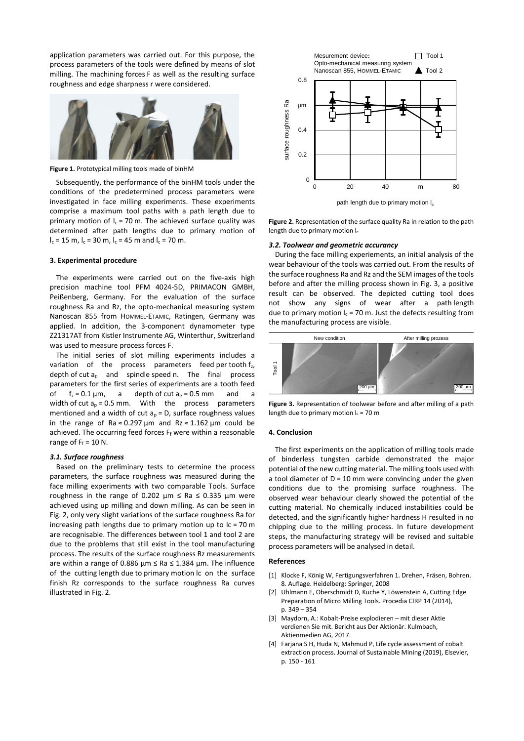application parameters was carried out. For this purpose, the process parameters of the tools were defined by means of slot milling. The machining forces F as well as the resulting surface roughness and edge sharpness r were considered.

**Figure 1.** Prototypical milling tools made of binHM

Subsequently, the performance of the binHM tools under the conditions of the predetermined process parameters were investigated in face milling experiments. These experiments comprise a maximum tool paths with a path length due to primary motion of $l_c = 70$ m. The achieved surface quality was determined after path lengths due to primary motion of $l_c = 15$ m, $l_c = 30$ m, $l_c = 45$ m and $l_c = 70$ m.

## 3. Experimental procedure

The experiments were carried out on the five-axis high precision machine tool PFM 4024-5D, PRIMACON GMBH, Peißenberg, Germany. For the evaluation of the surface roughness Ra and Rz, the opto-mechanical measuring system Nanoscan 855 from HOMMEL-ETAMIC, Ratingen, Germany was applied. In addition, the 3-component dynamometer type Z21317AT from Kistler Instrumente AG, Winterthur, Switzerland was used to measure process forces F.

The initial series of slot milling experiments includes a variation of the process parameters feed per tooth $f_z$, depth of cut $a_p$ and spindle speed n. The final process parameters for the first series of experiments are a tooth feed of $f_z = 0.1$ µm, a depth of cut $a_e = 0.5$ mm and a width of cut $a_p = 0.5$ mm. With the process parameters mentioned and a width of cut $a_p = D$, surface roughness values in the range of Ra ≈ 0.297 µm and Rz ≈ 1.162 µm could be achieved. The occurring feed forces $F_f$ were within a reasonable range of $F_f = 10$ N.

### *3.1. Surface roughness*

Based on the preliminary tests to determine the process parameters, the surface roughness was measured during the face milling experiments with two comparable Tools. Surface roughness in the range of 0.202 µm ≤ Ra ≤ 0.335 µm were achieved using up milling and down milling. As can be seen in Fig. 2, only very slight variations of the surface roughness Ra for increasing path lengths due to primary motion up to lc = 70 m are recognisable. The differences between tool 1 and tool 2 are due to the problems that still exist in the tool manufacturing process. The results of the surface roughness Rz measurements are within a range of 0.886 µm ≤ Ra ≤ 1.384 µm. The influence of the cutting length due to primary motion lc on the surface finish Rz corresponds to the surface roughness Ra curves illustrated in Fig. 2.

Mesurement device:
Opto-mechanical measuring system
Nanoscan 855, HOMMEL-ETAMIC
Tool 1
Tool 2
surface roughness Ra
0.8
µm
0.4
0.2
0
0
20
40
m
80
path length due to primary motion $l_c$

**Figure 2.** Representation of the surface quality Ra in relation to the path length due to primary motion $l_c$

### *3.2. Toolwear and geometric accurancy*

During the face milling experiements, an initial analysis of the wear behaviour of the tools was carried out. From the results of the surface roughness Ra and Rz and the SEM images of the tools before and after the milling process shown in Fig. 3, a positive result can be observed. The depicted cutting tool does not show any signs of wear after a path length due to primary motion $l_c = 70$ m. Just the defects resulting from the manufacturing process are visible.

New condition
After milling prozess
Tool 1
200 µm
200 µm

**Figure 3.** Representation of toolwear before and after milling of a path length due to primary motion $l_c = 70$ m

## 4. Conclusion

The first experiments on the application of milling tools made of binderless tungsten carbide demonstrated the major potential of the new cutting material. The milling tools used with a tool diameter of D = 10 mm were convincing under the given conditions due to the promising surface roughness. The observed wear behaviour clearly showed the potential of the cutting material. No chemically induced instabilities could be detected, and the significantly higher hardness H resulted in no chipping due to the milling process. In future development steps, the manufacturing strategy will be revised and suitable process parameters will be analysed in detail.

## References

[1] Klocke F, König W, Fertigungsverfahren 1. Drehen, Fräsen, Bohren. 8. Auflage. Heidelberg: Springer, 2008

[2] Uhlmann E, Oberschmidt D, Kuche Y, Löwenstein A, Cutting Edge Preparation of Micro Milling Tools. Procedia CIRP 14 (2014), p. 349 – 354

[3] Maydorn, A.: Kobalt-Preise explodieren – mit dieser Aktie verdienen Sie mit. Bericht aus Der Aktionär. Kulmbach, Aktienmedien AG, 2017.

[4] Farjana S H, Huda N, Mahmud P, Life cycle assessment of cobalt extraction process. Journal of Sustainable Mining (2019), Elsevier, p. 150 - 161